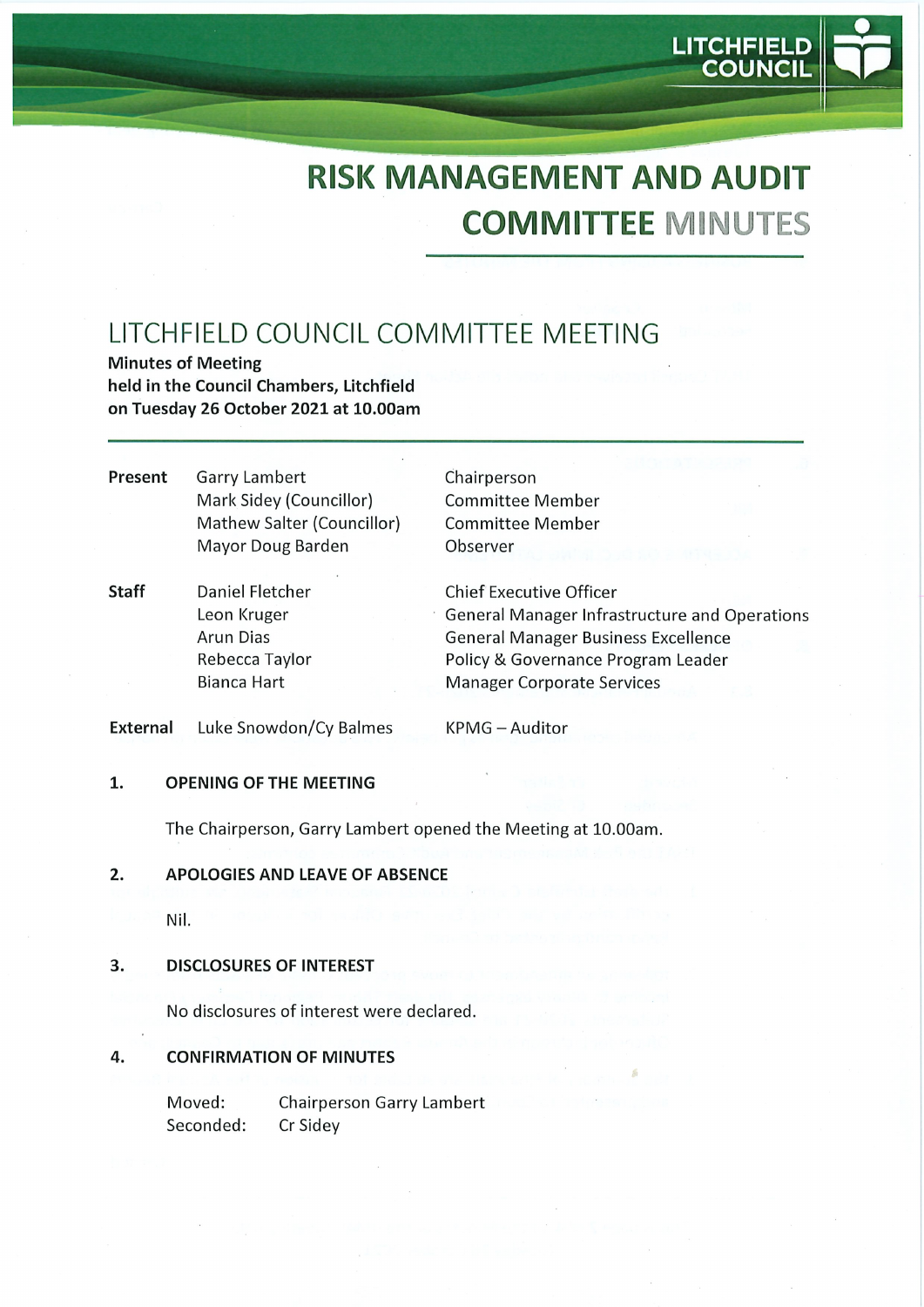LITCHFIELD COUNCIL

# RISK MANAGEMENT AND AUDIT COMMITTEE MINUTES

## LITCHFIELD COUNCIL COMMITTEE MEETING

**Minutes of Meeting**
**held in the Council Chambers, Litchfield**
**on Tuesday 26 October 2021 at 10.00am**

| | | |
|---|---|---|
| **Present** | Garry Lambert | Chairperson |
| | Mark Sidey (Councillor) | Committee Member |
| | Mathew Salter (Councillor) | Committee Member |
| | Mayor Doug Barden | Observer |
| **Staff** | Daniel Fletcher | Chief Executive Officer |
| | Leon Kruger | General Manager Infrastructure and Operations |
| | Arun Dias | General Manager Business Excellence |
| | Rebecca Taylor | Policy & Governance Program Leader |
| | Bianca Hart | Manager Corporate Services |
| **External** | Luke Snowdon/Cy Balmes | KPMG – Auditor |

### 1. OPENING OF THE MEETING

The Chairperson, Garry Lambert opened the Meeting at 10.00am.

### 2. APOLOGIES AND LEAVE OF ABSENCE

Nil.

### 3. DISCLOSURES OF INTEREST

No disclosures of interest were declared.

### 4. CONFIRMATION OF MINUTES

Moved: Chairperson Garry Lambert
Seconded: Cr Sidey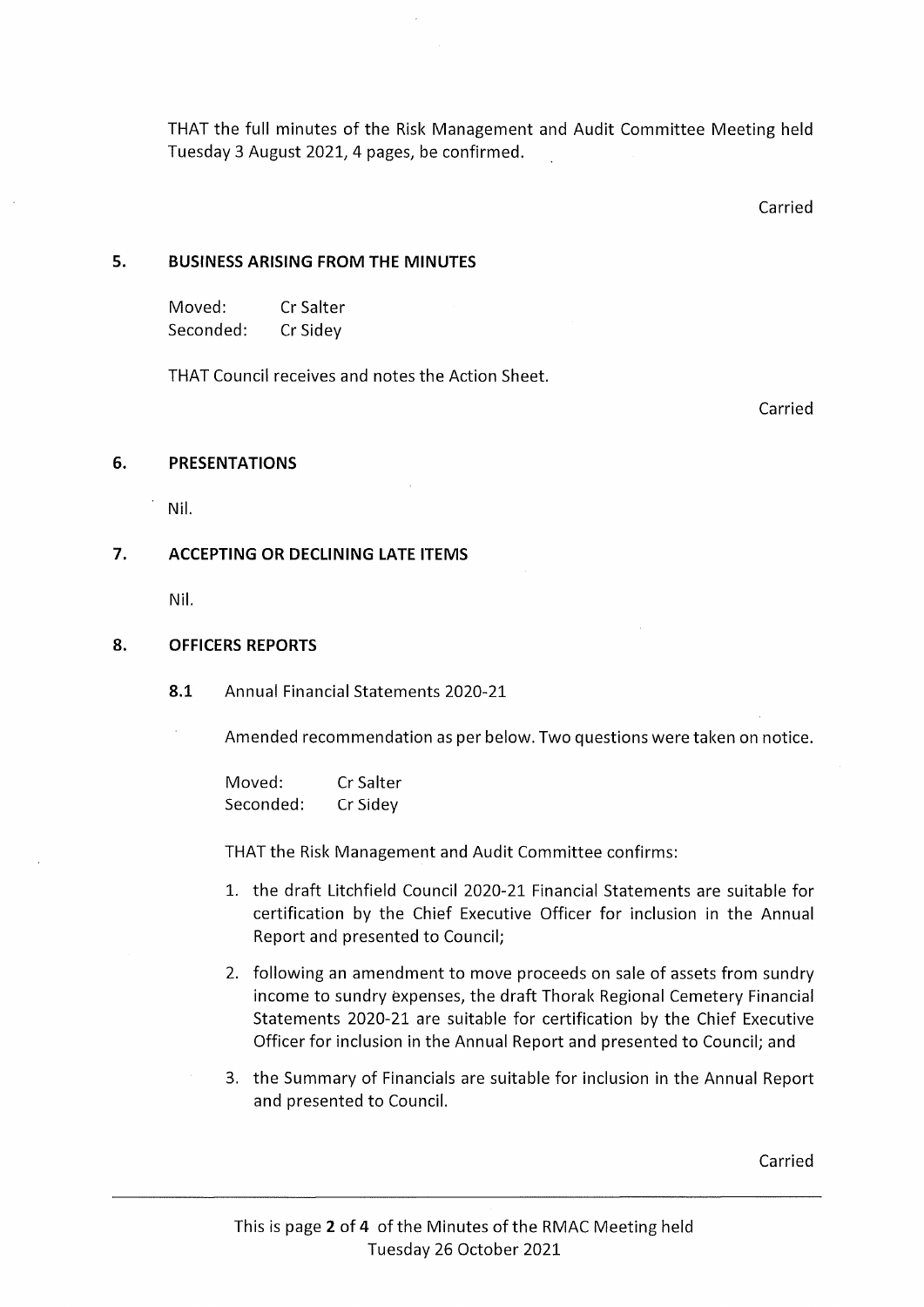THAT the full minutes of the Risk Management and Audit Committee Meeting held Tuesday 3 August 2021, 4 pages, be confirmed.

Carried

## 5. BUSINESS ARISING FROM THE MINUTES

Moved: Cr Salter
Seconded: Cr Sidey

THAT Council receives and notes the Action Sheet.

Carried

## 6. PRESENTATIONS

Nil.

## 7. ACCEPTING OR DECLINING LATE ITEMS

Nil.

## 8. OFFICERS REPORTS

### 8.1 Annual Financial Statements 2020-21

Amended recommendation as per below. Two questions were taken on notice.

Moved: Cr Salter
Seconded: Cr Sidey

THAT the Risk Management and Audit Committee confirms:

1. the draft Litchfield Council 2020-21 Financial Statements are suitable for certification by the Chief Executive Officer for inclusion in the Annual Report and presented to Council;
2. following an amendment to move proceeds on sale of assets from sundry income to sundry expenses, the draft Thorak Regional Cemetery Financial Statements 2020-21 are suitable for certification by the Chief Executive Officer for inclusion in the Annual Report and presented to Council; and
3. the Summary of Financials are suitable for inclusion in the Annual Report and presented to Council.

Carried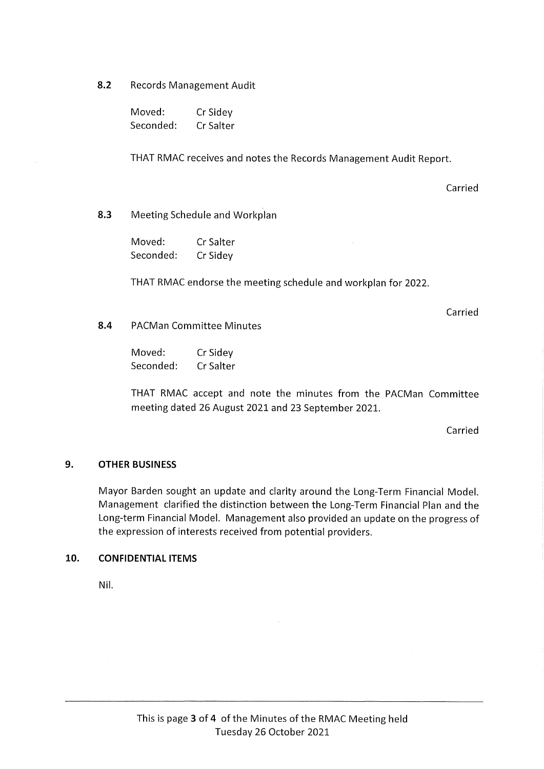### 8.2 Records Management Audit

Moved: Cr Sidey
Seconded: Cr Salter

THAT RMAC receives and notes the Records Management Audit Report.

Carried

### 8.3 Meeting Schedule and Workplan

Moved: Cr Salter
Seconded: Cr Sidey

THAT RMAC endorse the meeting schedule and workplan for 2022.

Carried

### 8.4 PACMan Committee Minutes

Moved: Cr Sidey
Seconded: Cr Salter

THAT RMAC accept and note the minutes from the PACMan Committee meeting dated 26 August 2021 and 23 September 2021.

Carried

## 9. OTHER BUSINESS

Mayor Barden sought an update and clarity around the Long-Term Financial Model. Management clarified the distinction between the Long-Term Financial Plan and the Long-term Financial Model. Management also provided an update on the progress of the expression of interests received from potential providers.

## 10. CONFIDENTIAL ITEMS

Nil.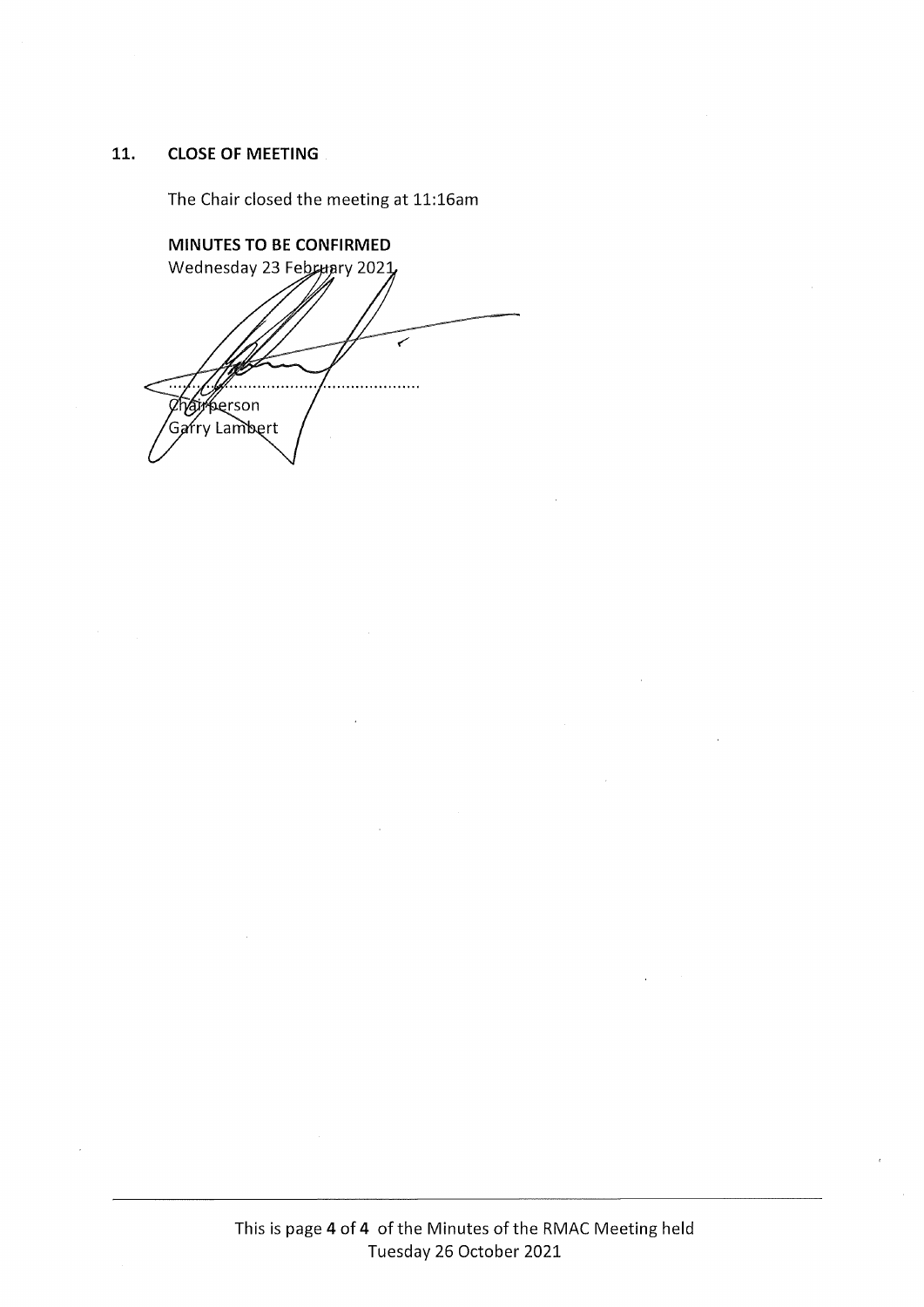## 11. CLOSE OF MEETING

The Chair closed the meeting at 11:16am

**MINUTES TO BE CONFIRMED**
Wednesday 23 February 2021

..........................................................
Chairperson
Garry Lambert